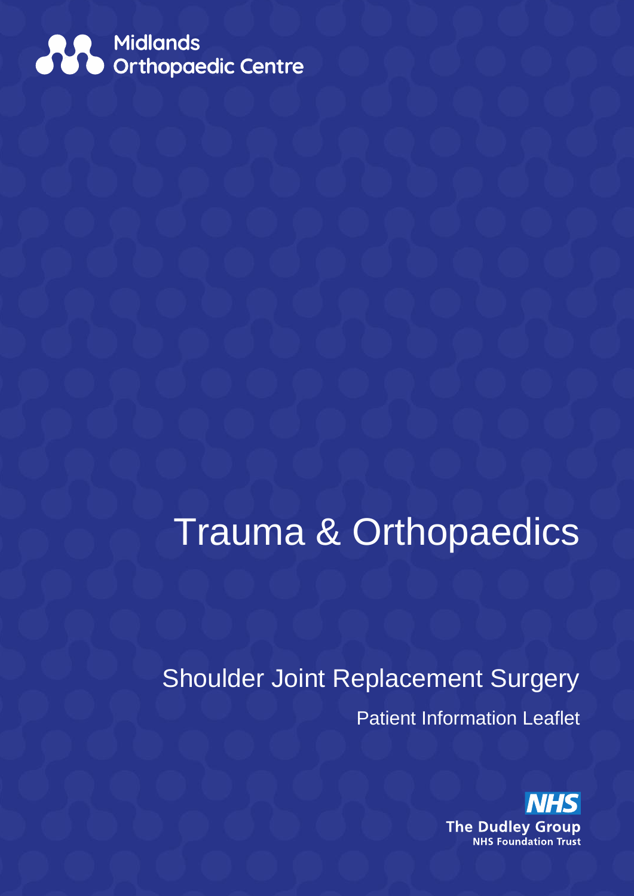Midlands Orthopaedic Centre

# Trauma & Orthopaedics

## Shoulder Joint Replacement Surgery

Patient Information Leaflet

NHS
The Dudley Group
NHS Foundation Trust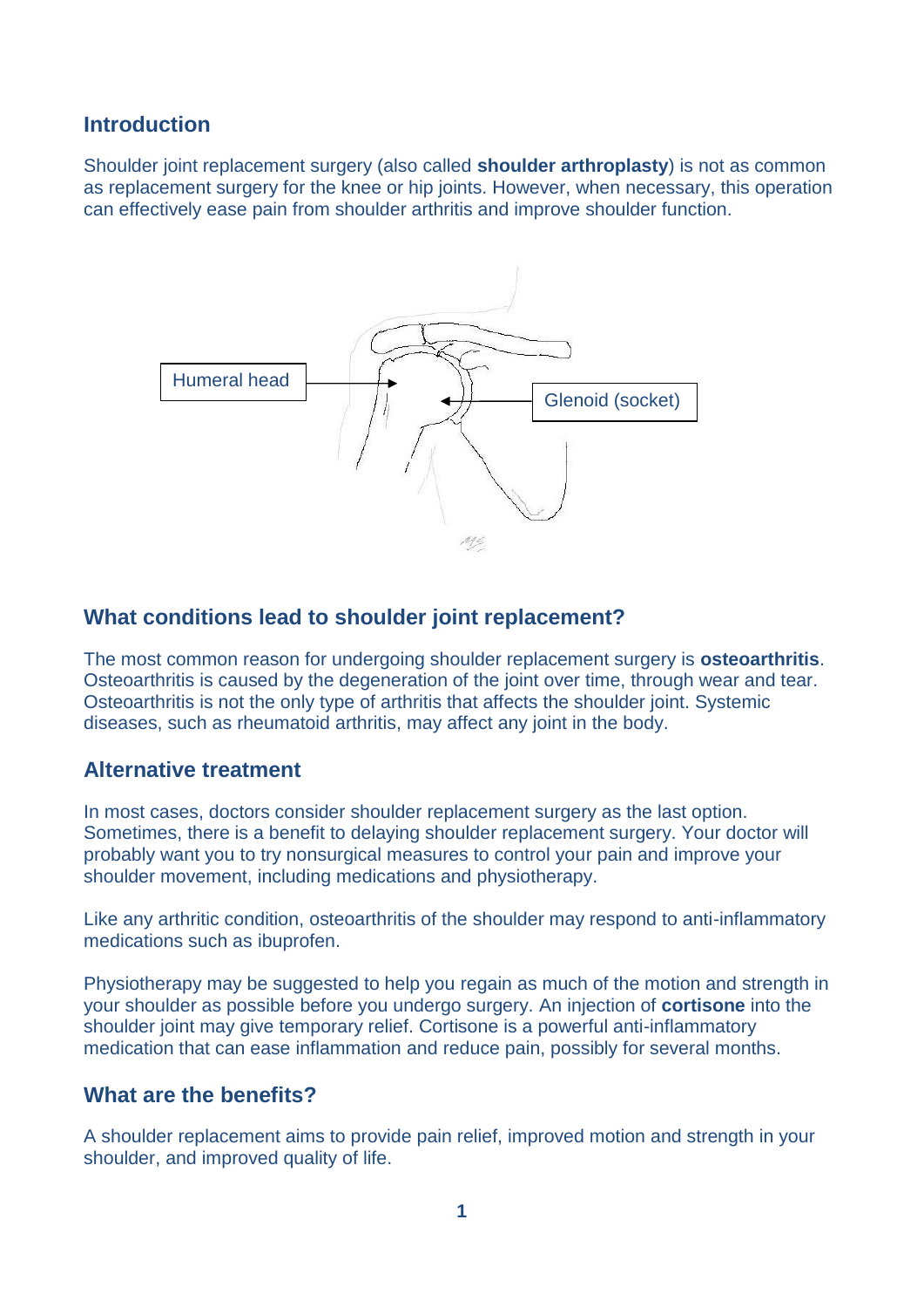## Introduction

Shoulder joint replacement surgery (also called **shoulder arthroplasty**) is not as common as replacement surgery for the knee or hip joints. However, when necessary, this operation can effectively ease pain from shoulder arthritis and improve shoulder function.

Humeral head

Glenoid (socket)

## What conditions lead to shoulder joint replacement?

The most common reason for undergoing shoulder replacement surgery is **osteoarthritis**. Osteoarthritis is caused by the degeneration of the joint over time, through wear and tear. Osteoarthritis is not the only type of arthritis that affects the shoulder joint. Systemic diseases, such as rheumatoid arthritis, may affect any joint in the body.

## Alternative treatment

In most cases, doctors consider shoulder replacement surgery as the last option. Sometimes, there is a benefit to delaying shoulder replacement surgery. Your doctor will probably want you to try nonsurgical measures to control your pain and improve your shoulder movement, including medications and physiotherapy.

Like any arthritic condition, osteoarthritis of the shoulder may respond to anti-inflammatory medications such as ibuprofen.

Physiotherapy may be suggested to help you regain as much of the motion and strength in your shoulder as possible before you undergo surgery. An injection of **cortisone** into the shoulder joint may give temporary relief. Cortisone is a powerful anti-inflammatory medication that can ease inflammation and reduce pain, possibly for several months.

## What are the benefits?

A shoulder replacement aims to provide pain relief, improved motion and strength in your shoulder, and improved quality of life.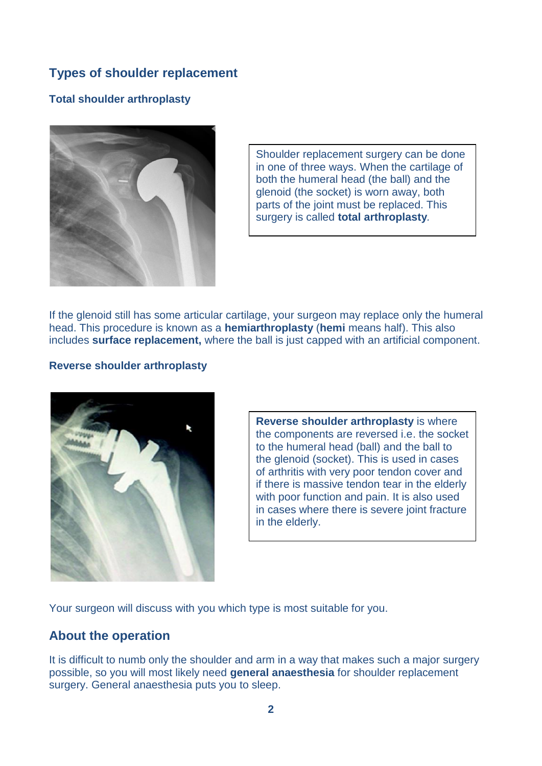## Types of shoulder replacement

### Total shoulder arthroplasty

Shoulder replacement surgery can be done in one of three ways. When the cartilage of both the humeral head (the ball) and the glenoid (the socket) is worn away, both parts of the joint must be replaced. This surgery is called **total arthroplasty**.

If the glenoid still has some articular cartilage, your surgeon may replace only the humeral head. This procedure is known as a **hemiarthroplasty** (**hemi** means half). This also includes **surface replacement,** where the ball is just capped with an artificial component.

### Reverse shoulder arthroplasty

**Reverse shoulder arthroplasty** is where the components are reversed i.e. the socket to the humeral head (ball) and the ball to the glenoid (socket). This is used in cases of arthritis with very poor tendon cover and if there is massive tendon tear in the elderly with poor function and pain. It is also used in cases where there is severe joint fracture in the elderly.

Your surgeon will discuss with you which type is most suitable for you.

## About the operation

It is difficult to numb only the shoulder and arm in a way that makes such a major surgery possible, so you will most likely need **general anaesthesia** for shoulder replacement surgery. General anaesthesia puts you to sleep.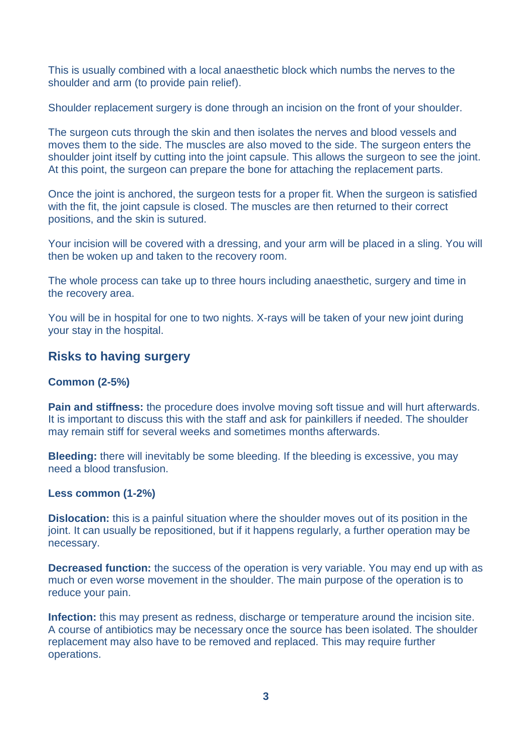This is usually combined with a local anaesthetic block which numbs the nerves to the shoulder and arm (to provide pain relief).

Shoulder replacement surgery is done through an incision on the front of your shoulder.

The surgeon cuts through the skin and then isolates the nerves and blood vessels and moves them to the side. The muscles are also moved to the side. The surgeon enters the shoulder joint itself by cutting into the joint capsule. This allows the surgeon to see the joint. At this point, the surgeon can prepare the bone for attaching the replacement parts.

Once the joint is anchored, the surgeon tests for a proper fit. When the surgeon is satisfied with the fit, the joint capsule is closed. The muscles are then returned to their correct positions, and the skin is sutured.

Your incision will be covered with a dressing, and your arm will be placed in a sling. You will then be woken up and taken to the recovery room.

The whole process can take up to three hours including anaesthetic, surgery and time in the recovery area.

You will be in hospital for one to two nights. X-rays will be taken of your new joint during your stay in the hospital.

## Risks to having surgery

**Common (2-5%)**

**Pain and stiffness:** the procedure does involve moving soft tissue and will hurt afterwards. It is important to discuss this with the staff and ask for painkillers if needed. The shoulder may remain stiff for several weeks and sometimes months afterwards.

**Bleeding:** there will inevitably be some bleeding. If the bleeding is excessive, you may need a blood transfusion.

**Less common (1-2%)**

**Dislocation:** this is a painful situation where the shoulder moves out of its position in the joint. It can usually be repositioned, but if it happens regularly, a further operation may be necessary.

**Decreased function:** the success of the operation is very variable. You may end up with as much or even worse movement in the shoulder. The main purpose of the operation is to reduce your pain.

**Infection:** this may present as redness, discharge or temperature around the incision site. A course of antibiotics may be necessary once the source has been isolated. The shoulder replacement may also have to be removed and replaced. This may require further operations.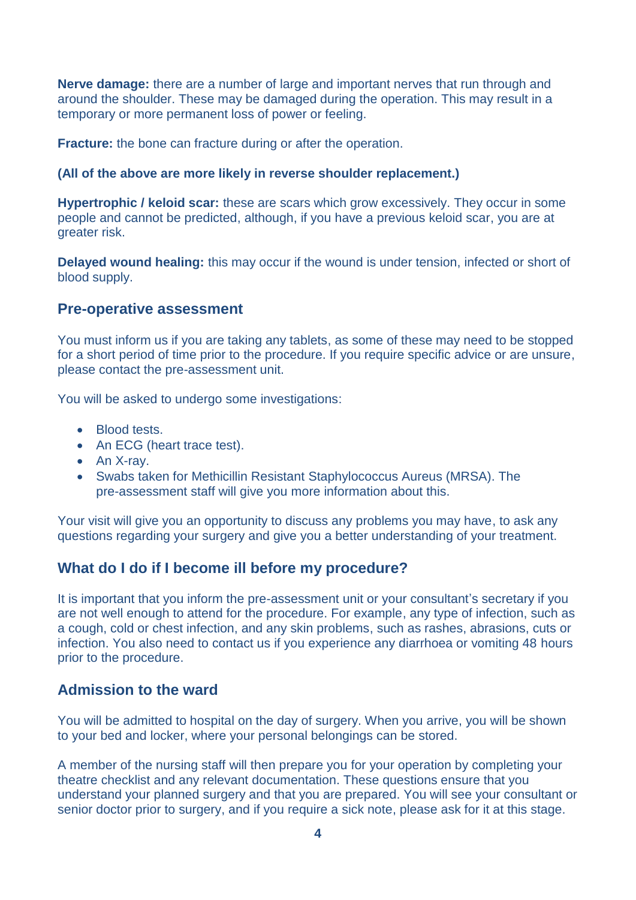**Nerve damage:** there are a number of large and important nerves that run through and around the shoulder. These may be damaged during the operation. This may result in a temporary or more permanent loss of power or feeling.

**Fracture:** the bone can fracture during or after the operation.

**(All of the above are more likely in reverse shoulder replacement.)**

**Hypertrophic / keloid scar:** these are scars which grow excessively. They occur in some people and cannot be predicted, although, if you have a previous keloid scar, you are at greater risk.

**Delayed wound healing:** this may occur if the wound is under tension, infected or short of blood supply.

## Pre-operative assessment

You must inform us if you are taking any tablets, as some of these may need to be stopped for a short period of time prior to the procedure. If you require specific advice or are unsure, please contact the pre-assessment unit.

You will be asked to undergo some investigations:

- Blood tests.
- An ECG (heart trace test).
- An X-ray.
- Swabs taken for Methicillin Resistant Staphylococcus Aureus (MRSA). The pre-assessment staff will give you more information about this.

Your visit will give you an opportunity to discuss any problems you may have, to ask any questions regarding your surgery and give you a better understanding of your treatment.

## What do I do if I become ill before my procedure?

It is important that you inform the pre-assessment unit or your consultant's secretary if you are not well enough to attend for the procedure. For example, any type of infection, such as a cough, cold or chest infection, and any skin problems, such as rashes, abrasions, cuts or infection. You also need to contact us if you experience any diarrhoea or vomiting 48 hours prior to the procedure.

## Admission to the ward

You will be admitted to hospital on the day of surgery. When you arrive, you will be shown to your bed and locker, where your personal belongings can be stored.

A member of the nursing staff will then prepare you for your operation by completing your theatre checklist and any relevant documentation. These questions ensure that you understand your planned surgery and that you are prepared. You will see your consultant or senior doctor prior to surgery, and if you require a sick note, please ask for it at this stage.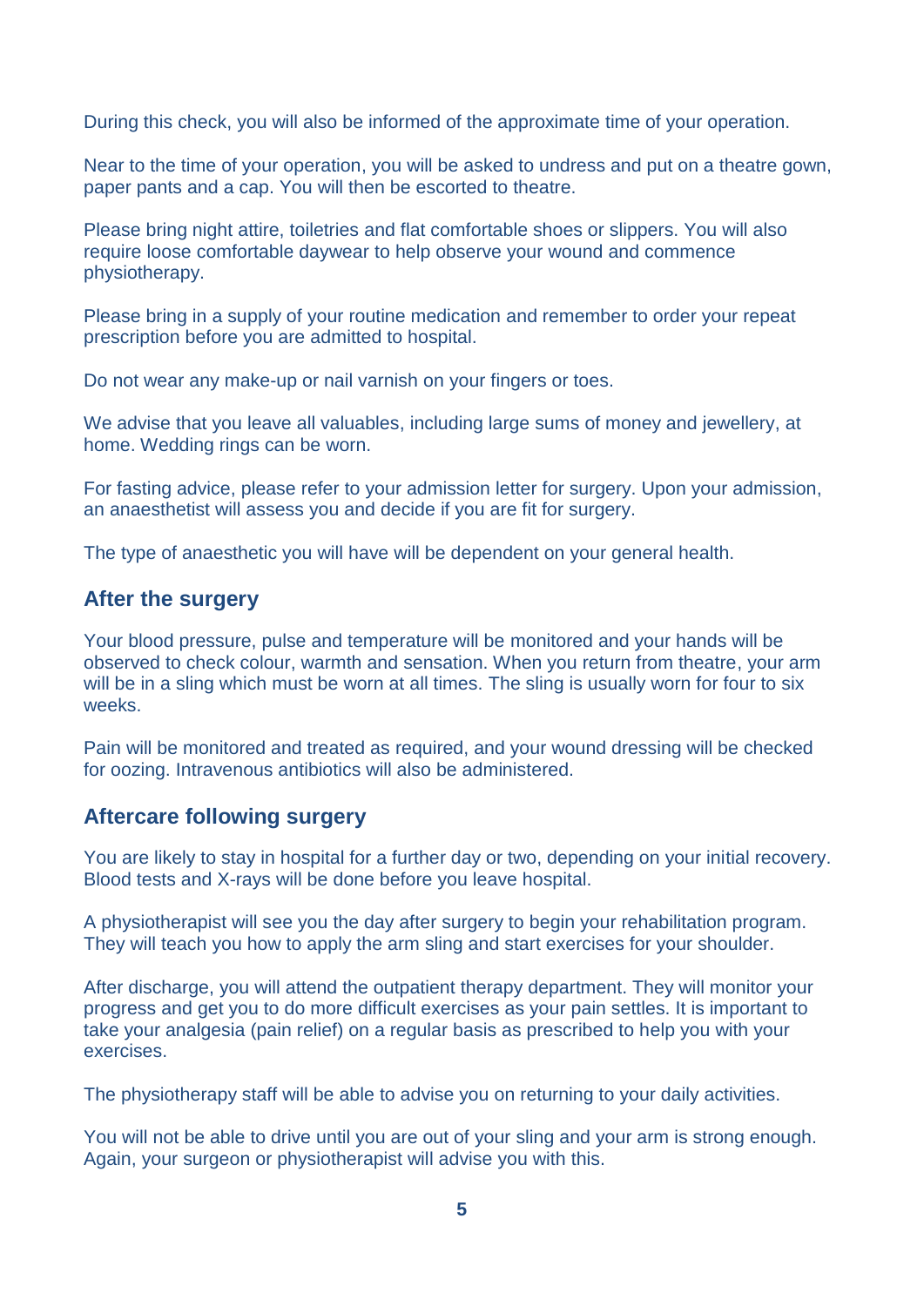During this check, you will also be informed of the approximate time of your operation.

Near to the time of your operation, you will be asked to undress and put on a theatre gown, paper pants and a cap. You will then be escorted to theatre.

Please bring night attire, toiletries and flat comfortable shoes or slippers. You will also require loose comfortable daywear to help observe your wound and commence physiotherapy.

Please bring in a supply of your routine medication and remember to order your repeat prescription before you are admitted to hospital.

Do not wear any make-up or nail varnish on your fingers or toes.

We advise that you leave all valuables, including large sums of money and jewellery, at home. Wedding rings can be worn.

For fasting advice, please refer to your admission letter for surgery. Upon your admission, an anaesthetist will assess you and decide if you are fit for surgery.

The type of anaesthetic you will have will be dependent on your general health.

## After the surgery

Your blood pressure, pulse and temperature will be monitored and your hands will be observed to check colour, warmth and sensation. When you return from theatre, your arm will be in a sling which must be worn at all times. The sling is usually worn for four to six weeks.

Pain will be monitored and treated as required, and your wound dressing will be checked for oozing. Intravenous antibiotics will also be administered.

## Aftercare following surgery

You are likely to stay in hospital for a further day or two, depending on your initial recovery. Blood tests and X-rays will be done before you leave hospital.

A physiotherapist will see you the day after surgery to begin your rehabilitation program. They will teach you how to apply the arm sling and start exercises for your shoulder.

After discharge, you will attend the outpatient therapy department. They will monitor your progress and get you to do more difficult exercises as your pain settles. It is important to take your analgesia (pain relief) on a regular basis as prescribed to help you with your exercises.

The physiotherapy staff will be able to advise you on returning to your daily activities.

You will not be able to drive until you are out of your sling and your arm is strong enough. Again, your surgeon or physiotherapist will advise you with this.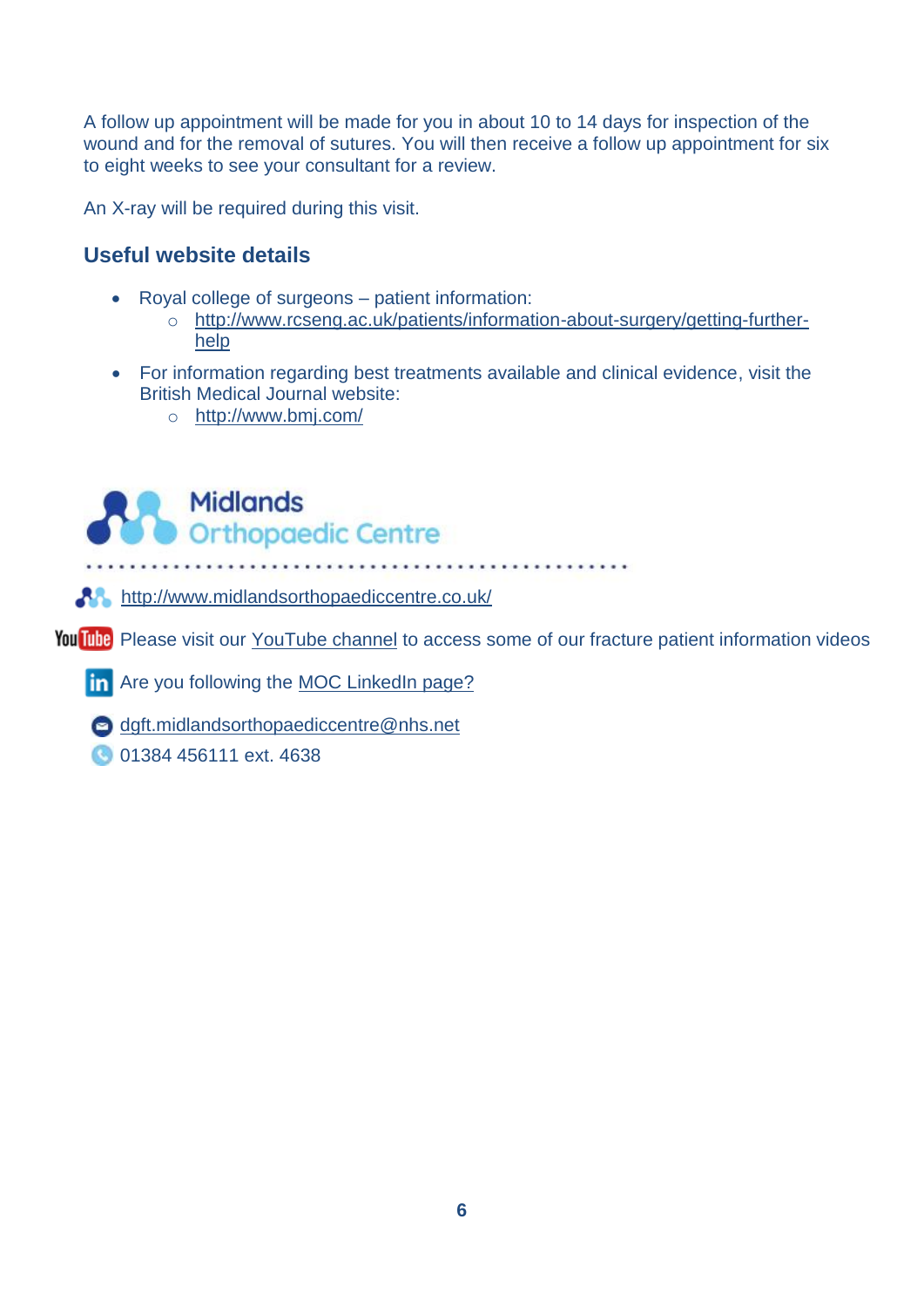A follow up appointment will be made for you in about 10 to 14 days for inspection of the wound and for the removal of sutures. You will then receive a follow up appointment for six to eight weeks to see your consultant for a review.

An X-ray will be required during this visit.

## Useful website details

- Royal college of surgeons – patient information:
  - http://www.rcseng.ac.uk/patients/information-about-surgery/getting-further-help
- For information regarding best treatments available and clinical evidence, visit the British Medical Journal website:
  - http://www.bmj.com/

Midlands Orthopaedic Centre

http://www.midlandsorthopaediccentre.co.uk/

Please visit our YouTube channel to access some of our fracture patient information videos

Are you following the MOC LinkedIn page?

dgft.midlandsorthopaediccentre@nhs.net

01384 456111 ext. 4638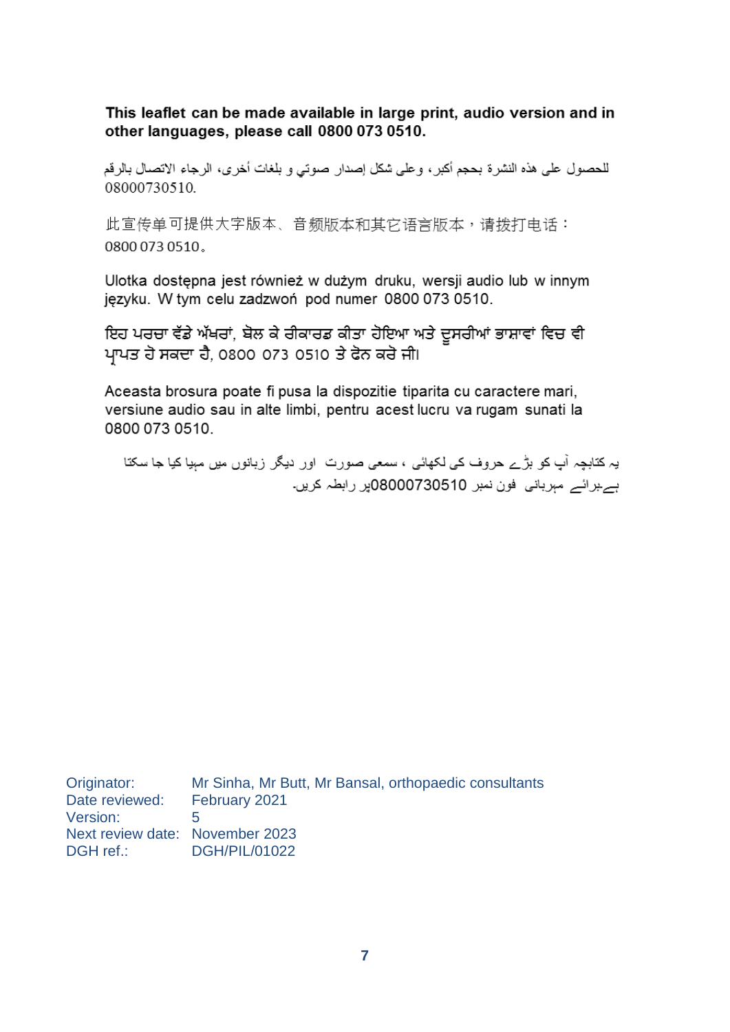**This leaflet can be made available in large print, audio version and in other languages, please call 0800 073 0510.**

للحصول على هذه النشرة بحجم أكبر، وعلى شكل إصدار صوتي و بلغات أخرى، الرجاء الاتصال بالرقم 08000730510.

此宣传单可提供大字版本、音频版本和其它语言版本，请拨打电话：0800 073 0510。

Ulotka dostępna jest również w dużym druku, wersji audio lub w innym języku. W tym celu zadzwoń pod numer 0800 073 0510.

ਇਹ ਪਰਚਾ ਵੱਡੇ ਅੱਖਰਾਂ, ਬੋਲ ਕੇ ਰੀਕਾਰਡ ਕੀਤਾ ਹੋਇਆ ਅਤੇ ਦੂਸਰੀਆਂ ਭਾਸ਼ਾਵਾਂ ਵਿਚ ਵੀ ਪ੍ਰਾਪਤ ਹੋ ਸਕਦਾ ਹੈ, 0800 073 0510 ਤੇ ਫੋਨ ਕਰੋ ਜੀ।

Aceasta brosura poate fi pusa la dispozitie tiparita cu caractere mari, versiune audio sau in alte limbi, pentru acest lucru va rugam sunati la 0800 073 0510.

یہ کتابچہ آپ کو بڑے حروف کی لکھائی ، سمعی صورت اور دیگر زبانوں میں مہیا کیا جا سکتا ہے۔برائے مہربانی فون نمبر 08000730510پر رابطہ کریں۔

| | |
|---|---|
| Originator: | Mr Sinha, Mr Butt, Mr Bansal, orthopaedic consultants |
| Date reviewed: | February 2021 |
| Version: | 5 |
| Next review date: | November 2023 |
| DGH ref.: | DGH/PIL/01022 |